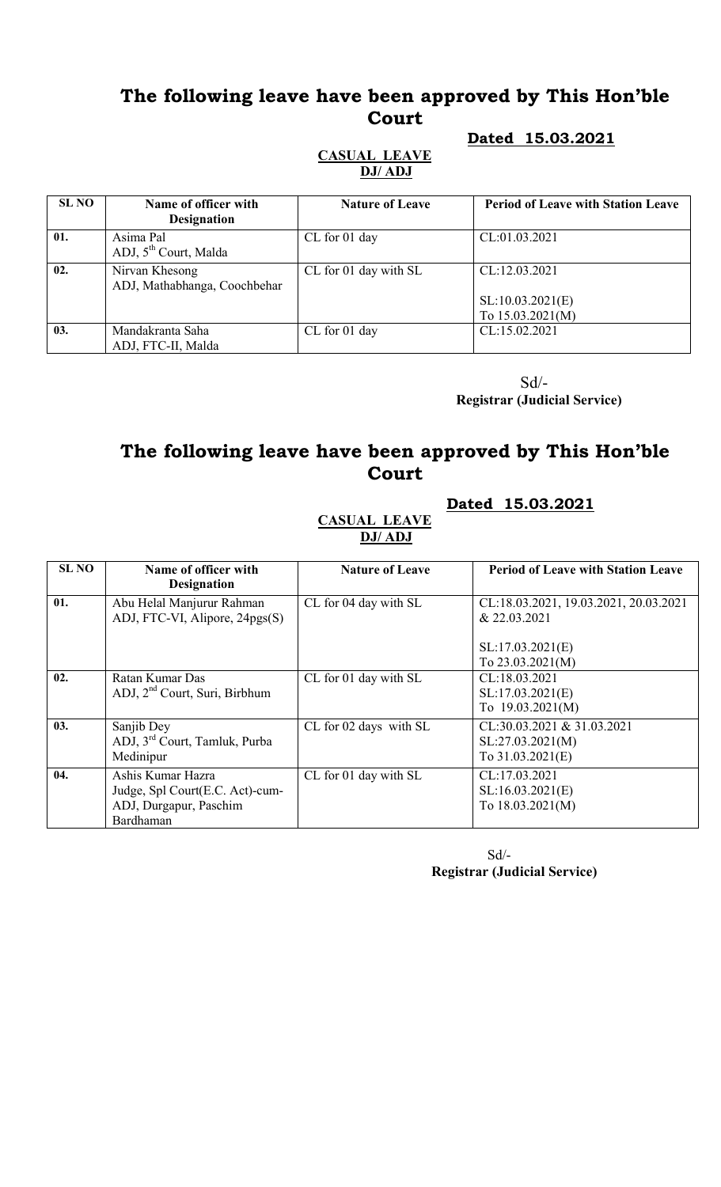# The following leave have been approved by This Hon'ble Court

**Dated 15.03.2021**

**CASUAL LEAVE**
**DJ/ ADJ**

| SL NO | Name of officer with Designation | Nature of Leave | Period of Leave with Station Leave |
|---|---|---|---|
| 01. | Asima Pal<br>ADJ, 5th Court, Malda | CL for 01 day | CL:01.03.2021 |
| 02. | Nirvan Khesong<br>ADJ, Mathabhanga, Coochbehar | CL for 01 day with SL | CL:12.03.2021<br><br>SL:10.03.2021(E)<br>To 15.03.2021(M) |
| 03. | Mandakranta Saha<br>ADJ, FTC-II, Malda | CL for 01 day | CL:15.02.2021 |

Sd/-
**Registrar (Judicial Service)**

# The following leave have been approved by This Hon'ble Court

**Dated 15.03.2021**

**CASUAL LEAVE**
**DJ/ ADJ**

| SL NO | Name of officer with Designation | Nature of Leave | Period of Leave with Station Leave |
|---|---|---|---|
| 01. | Abu Helal Manjurur Rahman<br>ADJ, FTC-VI, Alipore, 24pgs(S) | CL for 04 day with SL | CL:18.03.2021, 19.03.2021, 20.03.2021 & 22.03.2021<br><br>SL:17.03.2021(E)<br>To 23.03.2021(M) |
| 02. | Ratan Kumar Das<br>ADJ, 2nd Court, Suri, Birbhum | CL for 01 day with SL | CL:18.03.2021<br>SL:17.03.2021(E)<br>To 19.03.2021(M) |
| 03. | Sanjib Dey<br>ADJ, 3rd Court, Tamluk, Purba Medinipur | CL for 02 days with SL | CL:30.03.2021 & 31.03.2021<br>SL:27.03.2021(M)<br>To 31.03.2021(E) |
| 04. | Ashis Kumar Hazra<br>Judge, Spl Court(E.C. Act)-cum-ADJ, Durgapur, Paschim Bardhaman | CL for 01 day with SL | CL:17.03.2021<br>SL:16.03.2021(E)<br>To 18.03.2021(M) |

Sd/-
**Registrar (Judicial Service)**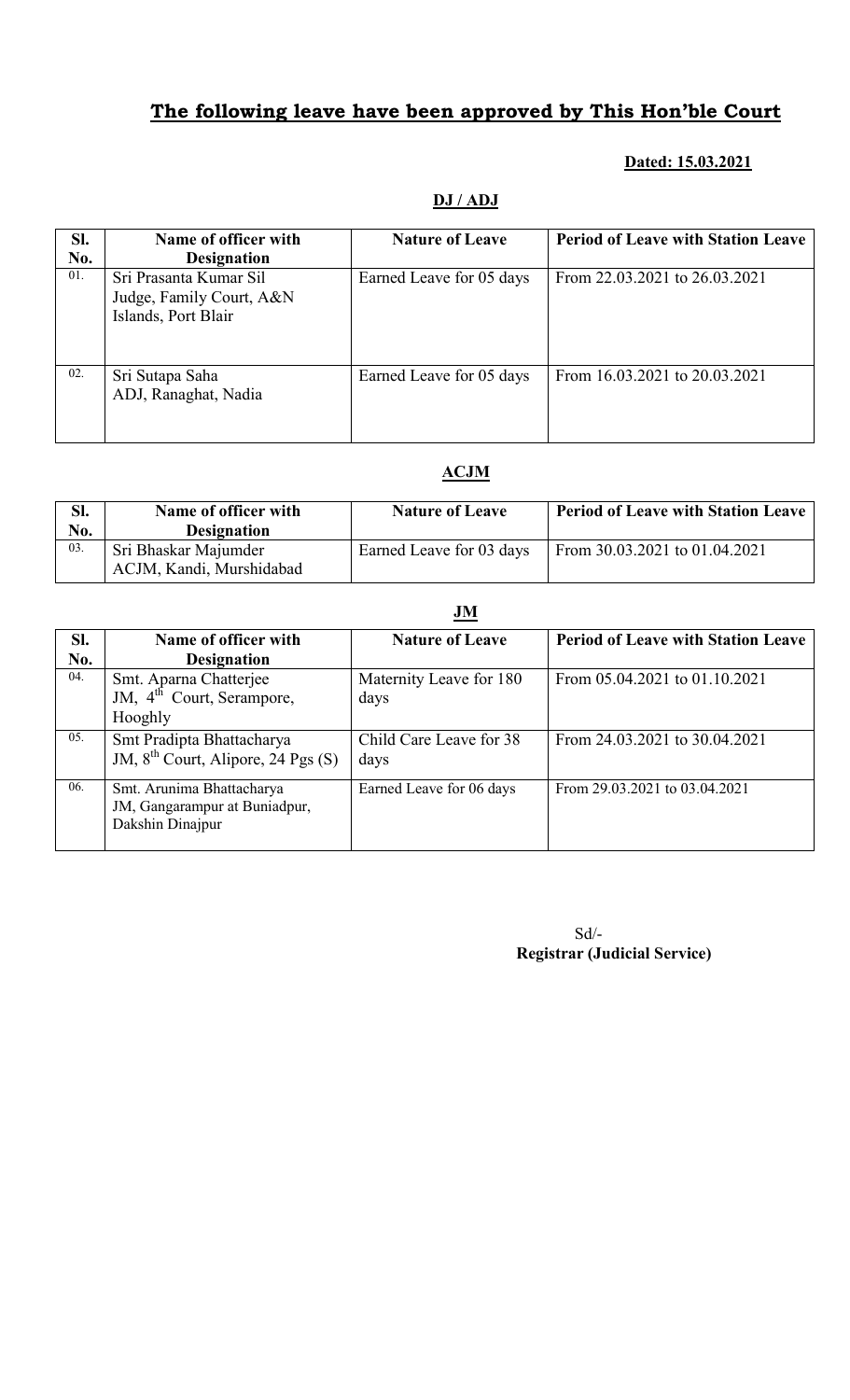# The following leave have been approved by This Hon'ble Court

**Dated: 15.03.2021**

## DJ / ADJ

| Sl. No. | Name of officer with Designation | Nature of Leave | Period of Leave with Station Leave |
|---|---|---|---|
| 01. | Sri Prasanta Kumar Sil<br>Judge, Family Court, A&N Islands, Port Blair | Earned Leave for 05 days | From 22.03.2021 to 26.03.2021 |
| 02. | Sri Sutapa Saha<br>ADJ, Ranaghat, Nadia | Earned Leave for 05 days | From 16.03.2021 to 20.03.2021 |

## ACJM

| Sl. No. | Name of officer with Designation | Nature of Leave | Period of Leave with Station Leave |
|---|---|---|---|
| 03. | Sri Bhaskar Majumder<br>ACJM, Kandi, Murshidabad | Earned Leave for 03 days | From 30.03.2021 to 01.04.2021 |

## JM

| Sl. No. | Name of officer with Designation | Nature of Leave | Period of Leave with Station Leave |
|---|---|---|---|
| 04. | Smt. Aparna Chatterjee<br>JM, 4th Court, Serampore, Hooghly | Maternity Leave for 180 days | From 05.04.2021 to 01.10.2021 |
| 05. | Smt Pradipta Bhattacharya<br>JM, 8th Court, Alipore, 24 Pgs (S) | Child Care Leave for 38 days | From 24.03.2021 to 30.04.2021 |
| 06. | Smt. Arunima Bhattacharya<br>JM, Gangarampur at Buniadpur, Dakshin Dinajpur | Earned Leave for 06 days | From 29.03.2021 to 03.04.2021 |

Sd/-
**Registrar (Judicial Service)**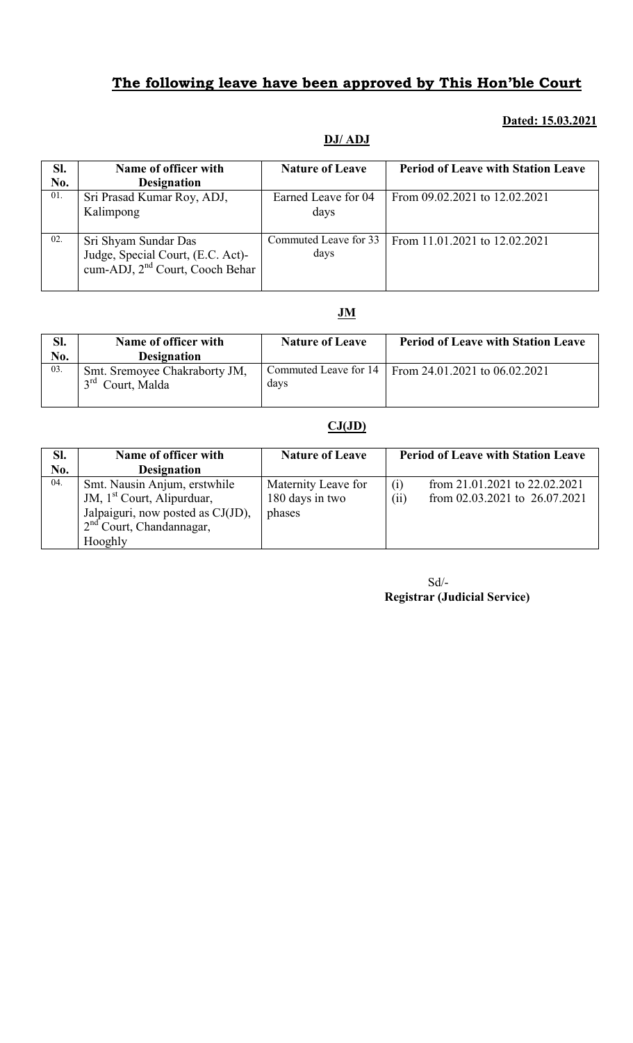# The following leave have been approved by This Hon'ble Court

**Dated: 15.03.2021**

**DJ/ ADJ**

| Sl. No. | Name of officer with Designation | Nature of Leave | Period of Leave with Station Leave |
|---|---|---|---|
| 01. | Sri Prasad Kumar Roy, ADJ, Kalimpong | Earned Leave for 04 days | From 09.02.2021 to 12.02.2021 |
| 02. | Sri Shyam Sundar Das Judge, Special Court, (E.C. Act)-cum-ADJ, 2nd Court, Cooch Behar | Commuted Leave for 33 days | From 11.01.2021 to 12.02.2021 |

**JM**

| Sl. No. | Name of officer with Designation | Nature of Leave | Period of Leave with Station Leave |
|---|---|---|---|
| 03. | Smt. Sremoyee Chakraborty JM, 3rd Court, Malda | Commuted Leave for 14 days | From 24.01.2021 to 06.02.2021 |

**CJ(JD)**

| Sl. No. | Name of officer with Designation | Nature of Leave | Period of Leave with Station Leave |
|---|---|---|---|
| 04. | Smt. Nausin Anjum, erstwhile JM, 1st Court, Alipurduar, Jalpaiguri, now posted as CJ(JD), 2nd Court, Chandannagar, Hooghly | Maternity Leave for 180 days in two phases | (i) from 21.01.2021 to 22.02.2021<br>(ii) from 02.03.2021 to 26.07.2021 |

Sd/-
**Registrar (Judicial Service)**